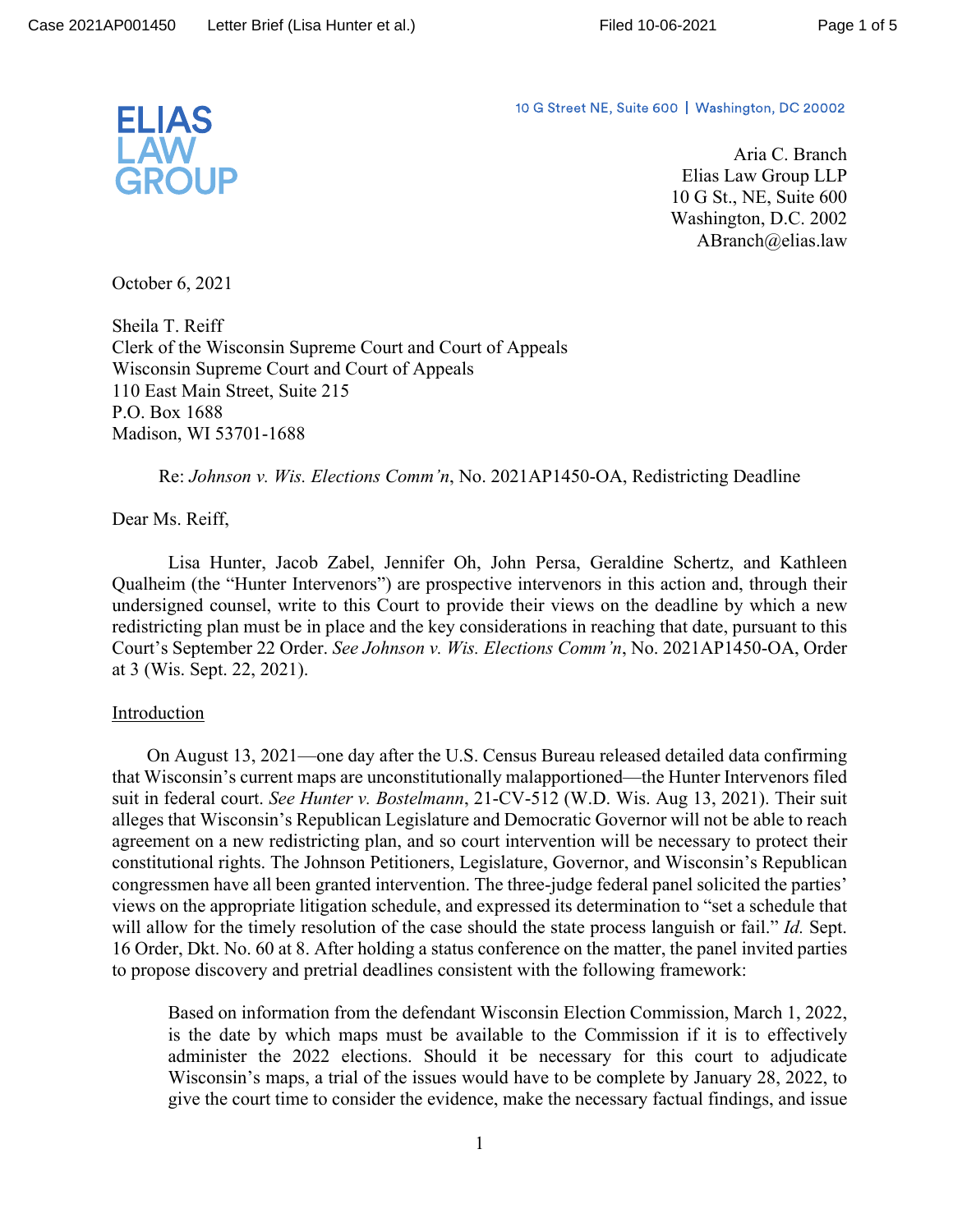ELIAS
LAW
GROUP

10 G Street NE, Suite 600 | Washington, DC 20002

Aria C. Branch
Elias Law Group LLP
10 G St., NE, Suite 600
Washington, D.C. 2002
ABranch@elias.law

October 6, 2021

Sheila T. Reiff
Clerk of the Wisconsin Supreme Court and Court of Appeals
Wisconsin Supreme Court and Court of Appeals
110 East Main Street, Suite 215
P.O. Box 1688
Madison, WI 53701-1688

Re: *Johnson v. Wis. Elections Comm'n*, No. 2021AP1450-OA, Redistricting Deadline

Dear Ms. Reiff,

Lisa Hunter, Jacob Zabel, Jennifer Oh, John Persa, Geraldine Schertz, and Kathleen Qualheim (the "Hunter Intervenors") are prospective intervenors in this action and, through their undersigned counsel, write to this Court to provide their views on the deadline by which a new redistricting plan must be in place and the key considerations in reaching that date, pursuant to this Court's September 22 Order. *See Johnson v. Wis. Elections Comm'n*, No. 2021AP1450-OA, Order at 3 (Wis. Sept. 22, 2021).

<u>Introduction</u>

On August 13, 2021—one day after the U.S. Census Bureau released detailed data confirming that Wisconsin's current maps are unconstitutionally malapportioned—the Hunter Intervenors filed suit in federal court. *See Hunter v. Bostelmann*, 21-CV-512 (W.D. Wis. Aug 13, 2021). Their suit alleges that Wisconsin's Republican Legislature and Democratic Governor will not be able to reach agreement on a new redistricting plan, and so court intervention will be necessary to protect their constitutional rights. The Johnson Petitioners, Legislature, Governor, and Wisconsin's Republican congressmen have all been granted intervention. The three-judge federal panel solicited the parties' views on the appropriate litigation schedule, and expressed its determination to "set a schedule that will allow for the timely resolution of the case should the state process languish or fail." *Id.* Sept. 16 Order, Dkt. No. 60 at 8. After holding a status conference on the matter, the panel invited parties to propose discovery and pretrial deadlines consistent with the following framework:

> Based on information from the defendant Wisconsin Election Commission, March 1, 2022, is the date by which maps must be available to the Commission if it is to effectively administer the 2022 elections. Should it be necessary for this court to adjudicate Wisconsin's maps, a trial of the issues would have to be complete by January 28, 2022, to give the court time to consider the evidence, make the necessary factual findings, and issue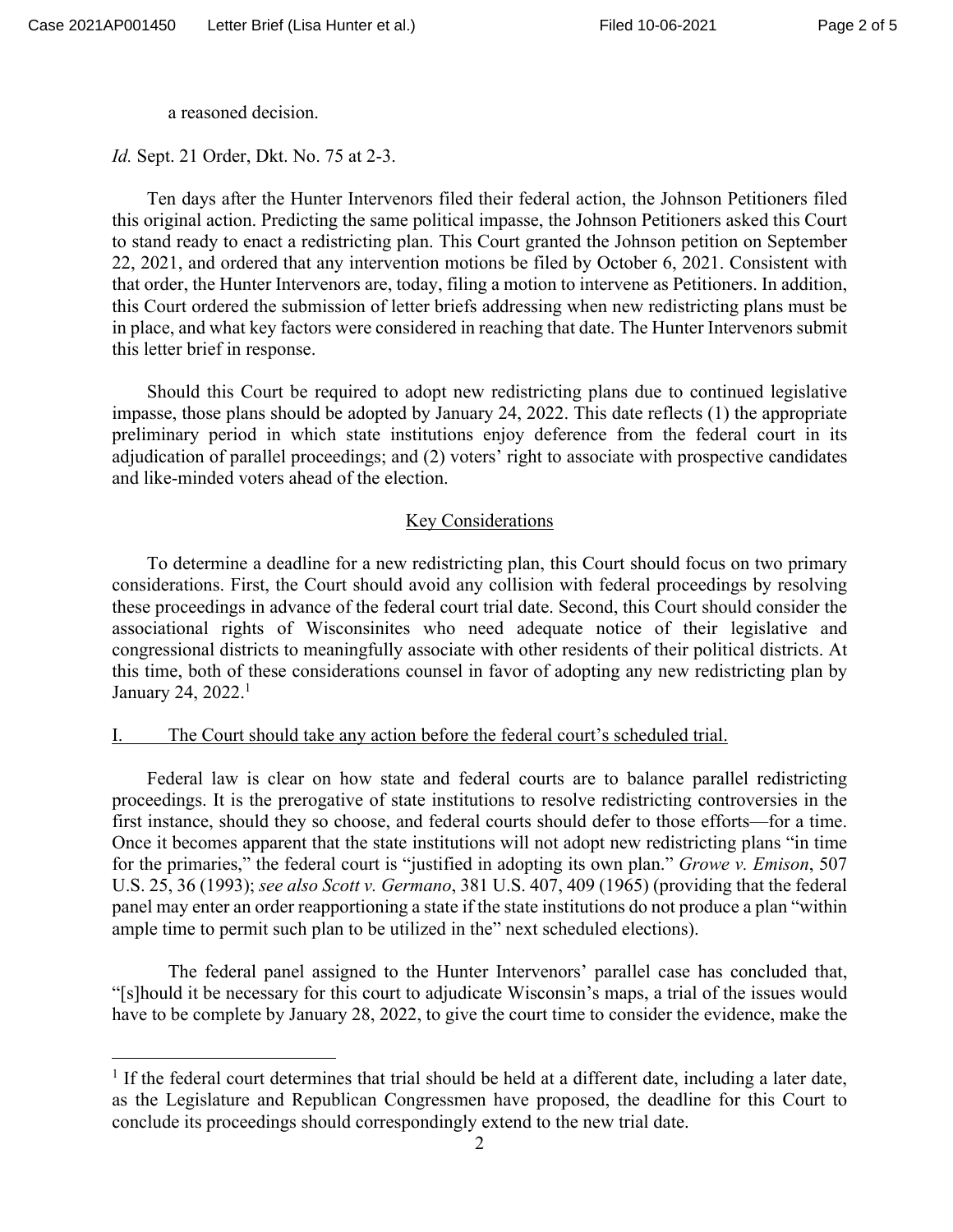a reasoned decision.

*Id.* Sept. 21 Order, Dkt. No. 75 at 2-3.

Ten days after the Hunter Intervenors filed their federal action, the Johnson Petitioners filed this original action. Predicting the same political impasse, the Johnson Petitioners asked this Court to stand ready to enact a redistricting plan. This Court granted the Johnson petition on September 22, 2021, and ordered that any intervention motions be filed by October 6, 2021. Consistent with that order, the Hunter Intervenors are, today, filing a motion to intervene as Petitioners. In addition, this Court ordered the submission of letter briefs addressing when new redistricting plans must be in place, and what key factors were considered in reaching that date. The Hunter Intervenors submit this letter brief in response.

Should this Court be required to adopt new redistricting plans due to continued legislative impasse, those plans should be adopted by January 24, 2022. This date reflects (1) the appropriate preliminary period in which state institutions enjoy deference from the federal court in its adjudication of parallel proceedings; and (2) voters' right to associate with prospective candidates and like-minded voters ahead of the election.

## Key Considerations

To determine a deadline for a new redistricting plan, this Court should focus on two primary considerations. First, the Court should avoid any collision with federal proceedings by resolving these proceedings in advance of the federal court trial date. Second, this Court should consider the associational rights of Wisconsinites who need adequate notice of their legislative and congressional districts to meaningfully associate with other residents of their political districts. At this time, both of these considerations counsel in favor of adopting any new redistricting plan by January 24, 2022.[1]

### I. The Court should take any action before the federal court's scheduled trial.

Federal law is clear on how state and federal courts are to balance parallel redistricting proceedings. It is the prerogative of state institutions to resolve redistricting controversies in the first instance, should they so choose, and federal courts should defer to those efforts—for a time. Once it becomes apparent that the state institutions will not adopt new redistricting plans "in time for the primaries," the federal court is "justified in adopting its own plan." *Growe v. Emison*, 507 U.S. 25, 36 (1993); *see also Scott v. Germano*, 381 U.S. 407, 409 (1965) (providing that the federal panel may enter an order reapportioning a state if the state institutions do not produce a plan "within ample time to permit such plan to be utilized in the" next scheduled elections).

The federal panel assigned to the Hunter Intervenors' parallel case has concluded that, "[s]hould it be necessary for this court to adjudicate Wisconsin's maps, a trial of the issues would have to be complete by January 28, 2022, to give the court time to consider the evidence, make the

[1] If the federal court determines that trial should be held at a different date, including a later date, as the Legislature and Republican Congressmen have proposed, the deadline for this Court to conclude its proceedings should correspondingly extend to the new trial date.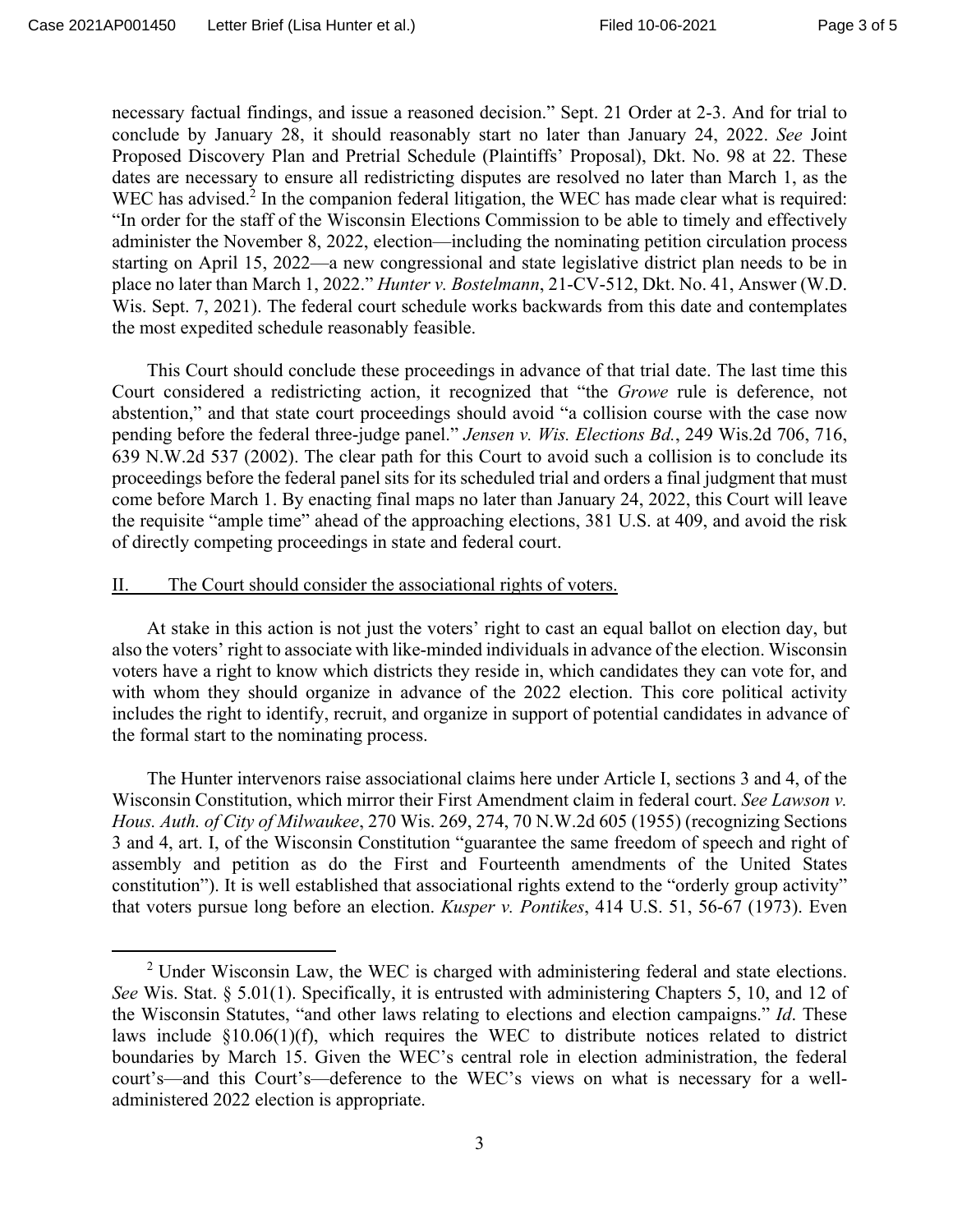necessary factual findings, and issue a reasoned decision." Sept. 21 Order at 2-3. And for trial to conclude by January 28, it should reasonably start no later than January 24, 2022. *See* Joint Proposed Discovery Plan and Pretrial Schedule (Plaintiffs' Proposal), Dkt. No. 98 at 22. These dates are necessary to ensure all redistricting disputes are resolved no later than March 1, as the WEC has advised.[2] In the companion federal litigation, the WEC has made clear what is required: "In order for the staff of the Wisconsin Elections Commission to be able to timely and effectively administer the November 8, 2022, election—including the nominating petition circulation process starting on April 15, 2022—a new congressional and state legislative district plan needs to be in place no later than March 1, 2022." *Hunter v. Bostelmann*, 21-CV-512, Dkt. No. 41, Answer (W.D. Wis. Sept. 7, 2021). The federal court schedule works backwards from this date and contemplates the most expedited schedule reasonably feasible.

This Court should conclude these proceedings in advance of that trial date. The last time this Court considered a redistricting action, it recognized that "the *Growe* rule is deference, not abstention," and that state court proceedings should avoid "a collision course with the case now pending before the federal three-judge panel." *Jensen v. Wis. Elections Bd.*, 249 Wis.2d 706, 716, 639 N.W.2d 537 (2002). The clear path for this Court to avoid such a collision is to conclude its proceedings before the federal panel sits for its scheduled trial and orders a final judgment that must come before March 1. By enacting final maps no later than January 24, 2022, this Court will leave the requisite "ample time" ahead of the approaching elections, 381 U.S. at 409, and avoid the risk of directly competing proceedings in state and federal court.

## II. The Court should consider the associational rights of voters.

At stake in this action is not just the voters' right to cast an equal ballot on election day, but also the voters' right to associate with like-minded individuals in advance of the election. Wisconsin voters have a right to know which districts they reside in, which candidates they can vote for, and with whom they should organize in advance of the 2022 election. This core political activity includes the right to identify, recruit, and organize in support of potential candidates in advance of the formal start to the nominating process.

The Hunter intervenors raise associational claims here under Article I, sections 3 and 4, of the Wisconsin Constitution, which mirror their First Amendment claim in federal court. *See Lawson v. Hous. Auth. of City of Milwaukee*, 270 Wis. 269, 274, 70 N.W.2d 605 (1955) (recognizing Sections 3 and 4, art. I, of the Wisconsin Constitution "guarantee the same freedom of speech and right of assembly and petition as do the First and Fourteenth amendments of the United States constitution"). It is well established that associational rights extend to the "orderly group activity" that voters pursue long before an election. *Kusper v. Pontikes*, 414 U.S. 51, 56-67 (1973). Even

---

[2] Under Wisconsin Law, the WEC is charged with administering federal and state elections. *See* Wis. Stat. § 5.01(1). Specifically, it is entrusted with administering Chapters 5, 10, and 12 of the Wisconsin Statutes, "and other laws relating to elections and election campaigns." *Id*. These laws include §10.06(1)(f), which requires the WEC to distribute notices related to district boundaries by March 15. Given the WEC's central role in election administration, the federal court's—and this Court's—deference to the WEC's views on what is necessary for a well-administered 2022 election is appropriate.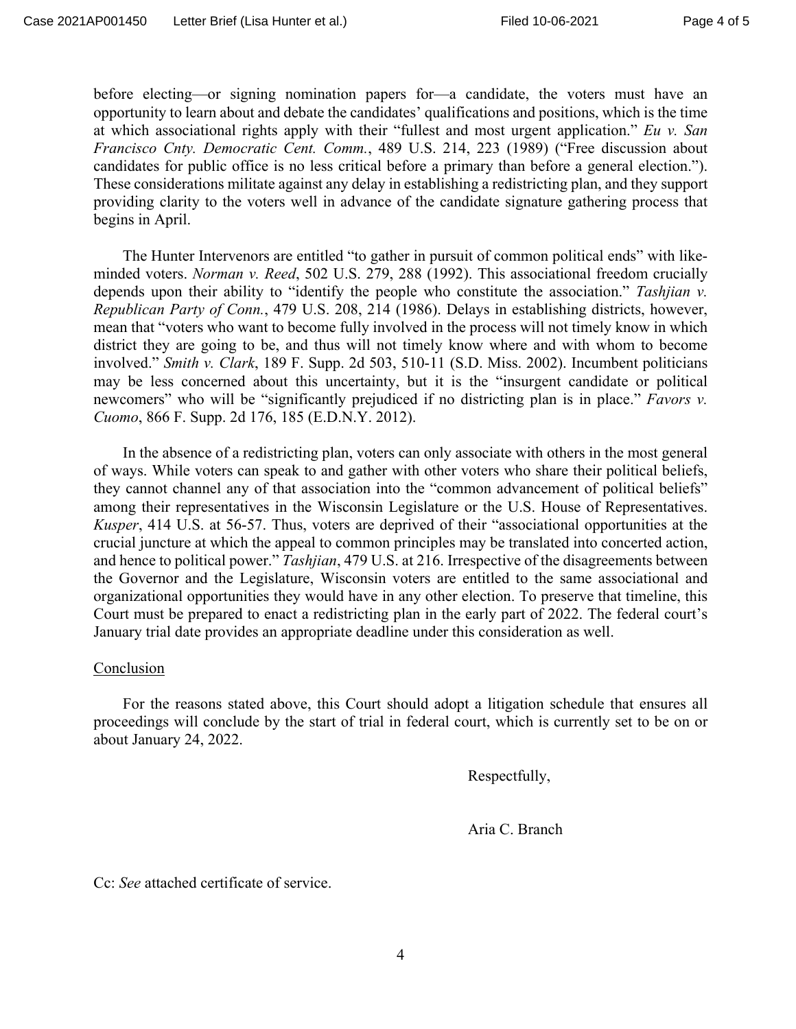before electing—or signing nomination papers for—a candidate, the voters must have an opportunity to learn about and debate the candidates' qualifications and positions, which is the time at which associational rights apply with their "fullest and most urgent application." *Eu v. San Francisco Cnty. Democratic Cent. Comm.*, 489 U.S. 214, 223 (1989) ("Free discussion about candidates for public office is no less critical before a primary than before a general election."). These considerations militate against any delay in establishing a redistricting plan, and they support providing clarity to the voters well in advance of the candidate signature gathering process that begins in April.

The Hunter Intervenors are entitled "to gather in pursuit of common political ends" with like-minded voters. *Norman v. Reed*, 502 U.S. 279, 288 (1992). This associational freedom crucially depends upon their ability to "identify the people who constitute the association." *Tashjian v. Republican Party of Conn.*, 479 U.S. 208, 214 (1986). Delays in establishing districts, however, mean that "voters who want to become fully involved in the process will not timely know in which district they are going to be, and thus will not timely know where and with whom to become involved." *Smith v. Clark*, 189 F. Supp. 2d 503, 510-11 (S.D. Miss. 2002). Incumbent politicians may be less concerned about this uncertainty, but it is the "insurgent candidate or political newcomers" who will be "significantly prejudiced if no districting plan is in place." *Favors v. Cuomo*, 866 F. Supp. 2d 176, 185 (E.D.N.Y. 2012).

In the absence of a redistricting plan, voters can only associate with others in the most general of ways. While voters can speak to and gather with other voters who share their political beliefs, they cannot channel any of that association into the "common advancement of political beliefs" among their representatives in the Wisconsin Legislature or the U.S. House of Representatives. *Kusper*, 414 U.S. at 56-57. Thus, voters are deprived of their "associational opportunities at the crucial juncture at which the appeal to common principles may be translated into concerted action, and hence to political power." *Tashjian*, 479 U.S. at 216. Irrespective of the disagreements between the Governor and the Legislature, Wisconsin voters are entitled to the same associational and organizational opportunities they would have in any other election. To preserve that timeline, this Court must be prepared to enact a redistricting plan in the early part of 2022. The federal court's January trial date provides an appropriate deadline under this consideration as well.

## Conclusion

For the reasons stated above, this Court should adopt a litigation schedule that ensures all proceedings will conclude by the start of trial in federal court, which is currently set to be on or about January 24, 2022.

Respectfully,

Aria C. Branch

Cc: *See* attached certificate of service.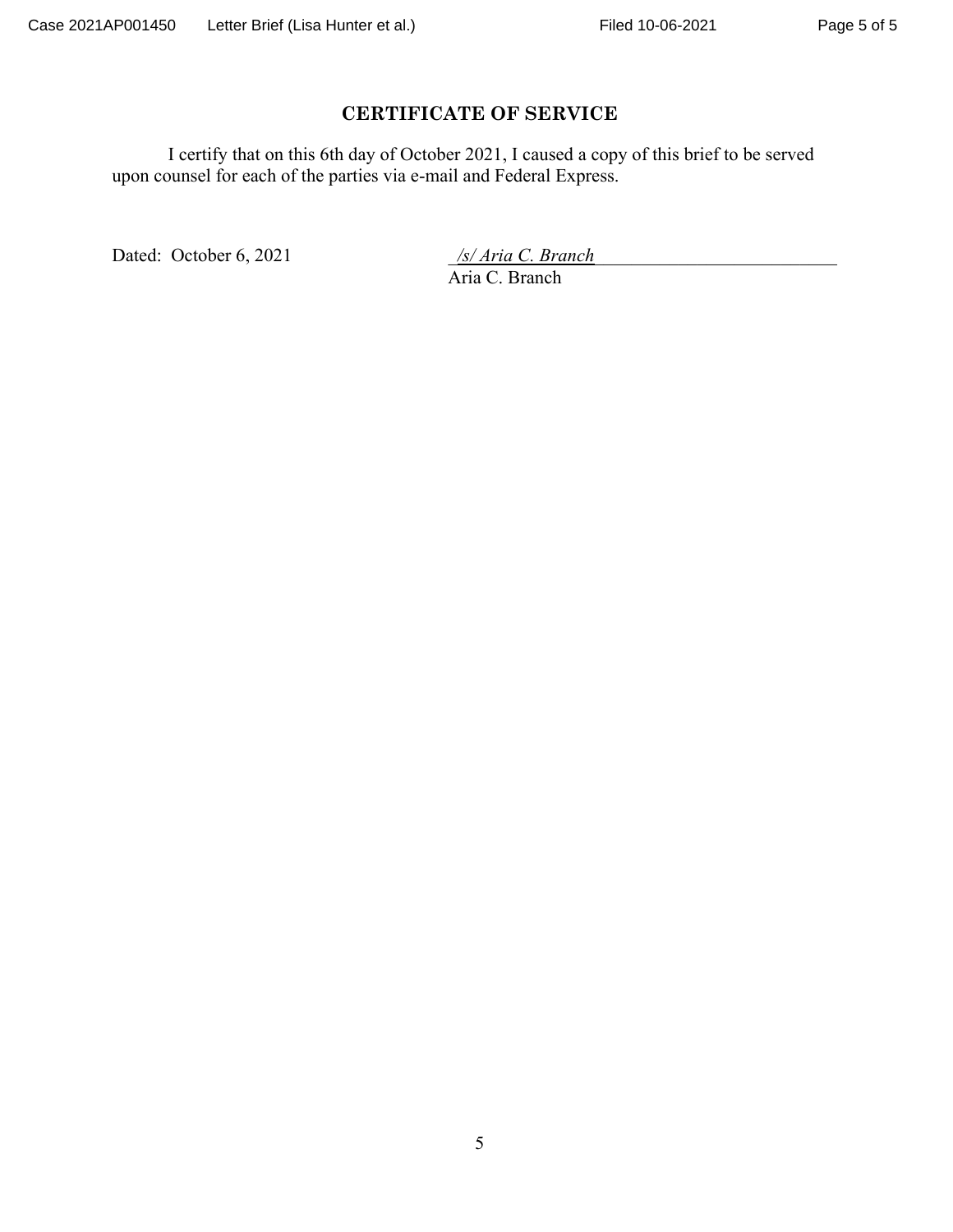## CERTIFICATE OF SERVICE

I certify that on this 6th day of October 2021, I caused a copy of this brief to be served upon counsel for each of the parties via e-mail and Federal Express.

Dated: October 6, 2021

*/s/ Aria C. Branch*
Aria C. Branch